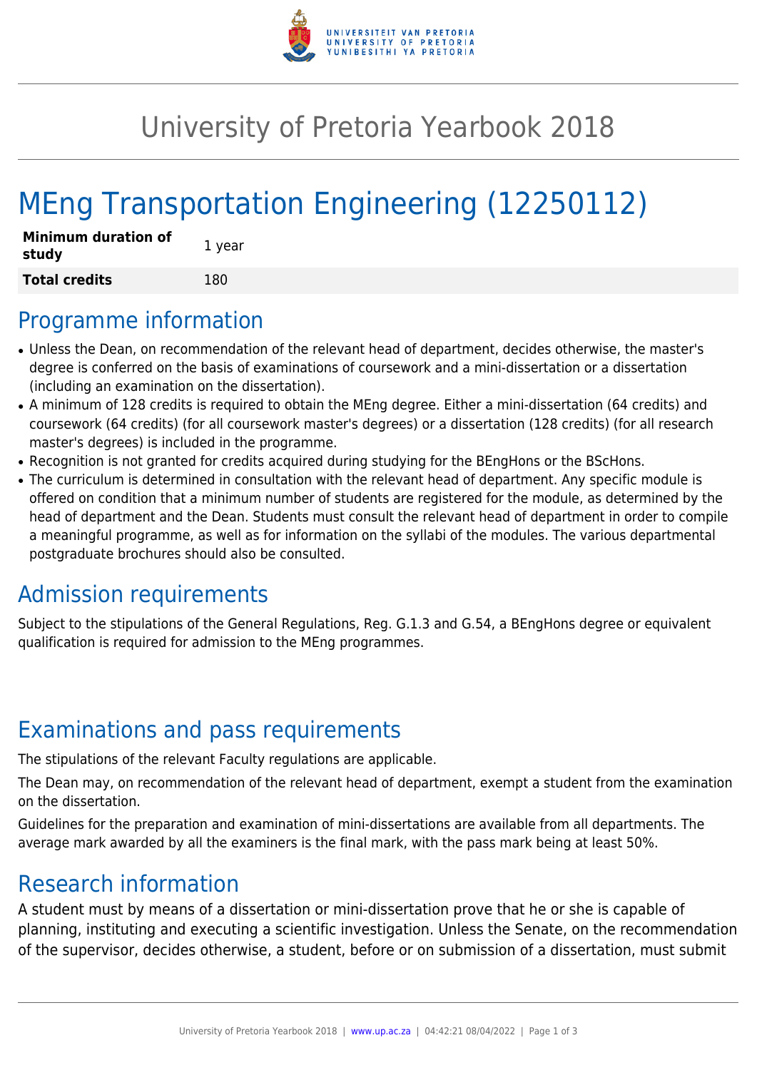# University of Pretoria Yearbook 2018

# MEng Transportation Engineering (12250112)

| **Minimum duration of study** | 1 year |
|---|---|
| **Total credits** | 180 |

## Programme information

- Unless the Dean, on recommendation of the relevant head of department, decides otherwise, the master's degree is conferred on the basis of examinations of coursework and a mini-dissertation or a dissertation (including an examination on the dissertation).
- A minimum of 128 credits is required to obtain the MEng degree. Either a mini-dissertation (64 credits) and coursework (64 credits) (for all coursework master's degrees) or a dissertation (128 credits) (for all research master's degrees) is included in the programme.
- Recognition is not granted for credits acquired during studying for the BEngHons or the BScHons.
- The curriculum is determined in consultation with the relevant head of department. Any specific module is offered on condition that a minimum number of students are registered for the module, as determined by the head of department and the Dean. Students must consult the relevant head of department in order to compile a meaningful programme, as well as for information on the syllabi of the modules. The various departmental postgraduate brochures should also be consulted.

## Admission requirements

Subject to the stipulations of the General Regulations, Reg. G.1.3 and G.54, a BEngHons degree or equivalent qualification is required for admission to the MEng programmes.

## Examinations and pass requirements

The stipulations of the relevant Faculty regulations are applicable.

The Dean may, on recommendation of the relevant head of department, exempt a student from the examination on the dissertation.

Guidelines for the preparation and examination of mini-dissertations are available from all departments. The average mark awarded by all the examiners is the final mark, with the pass mark being at least 50%.

## Research information

A student must by means of a dissertation or mini-dissertation prove that he or she is capable of planning, instituting and executing a scientific investigation. Unless the Senate, on the recommendation of the supervisor, decides otherwise, a student, before or on submission of a dissertation, must submit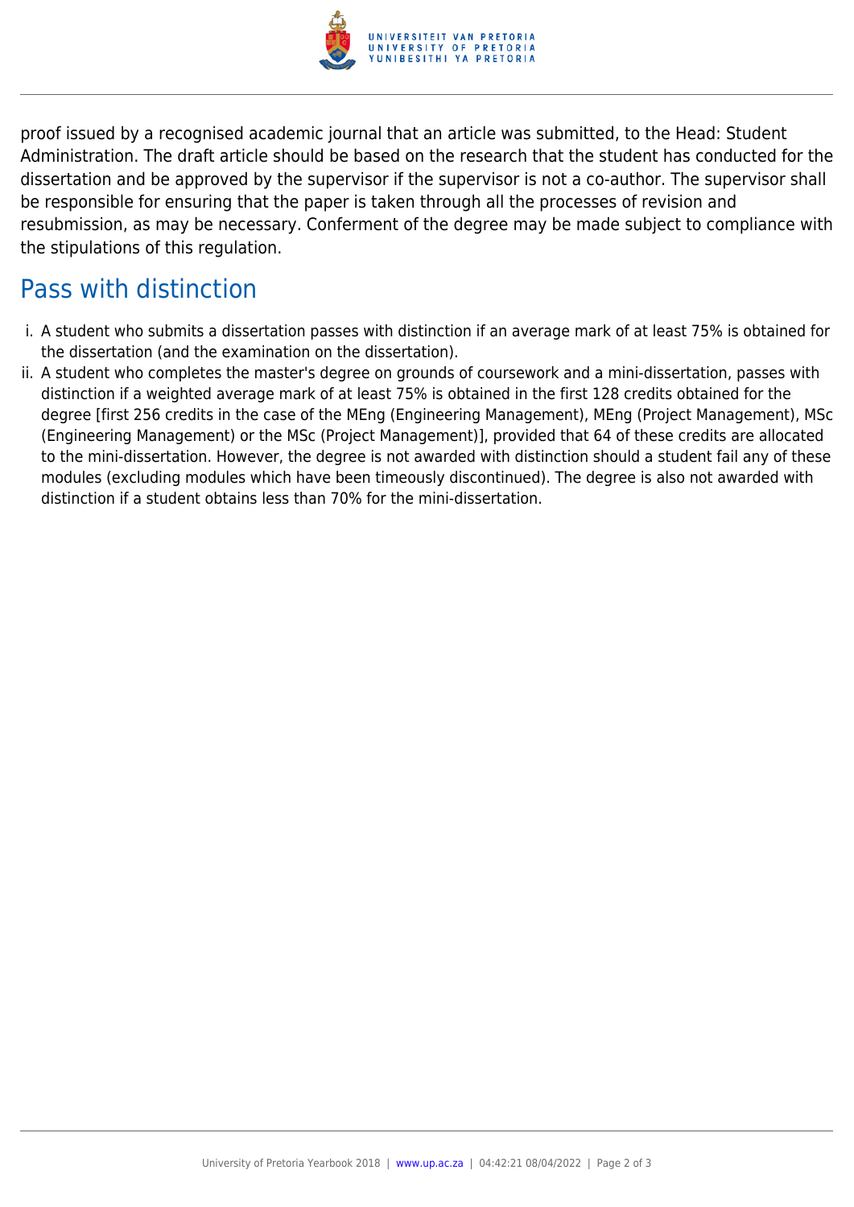proof issued by a recognised academic journal that an article was submitted, to the Head: Student Administration. The draft article should be based on the research that the student has conducted for the dissertation and be approved by the supervisor if the supervisor is not a co-author. The supervisor shall be responsible for ensuring that the paper is taken through all the processes of revision and resubmission, as may be necessary. Conferment of the degree may be made subject to compliance with the stipulations of this regulation.

## Pass with distinction

i. A student who submits a dissertation passes with distinction if an average mark of at least 75% is obtained for the dissertation (and the examination on the dissertation).
ii. A student who completes the master's degree on grounds of coursework and a mini-dissertation, passes with distinction if a weighted average mark of at least 75% is obtained in the first 128 credits obtained for the degree [first 256 credits in the case of the MEng (Engineering Management), MEng (Project Management), MSc (Engineering Management) or the MSc (Project Management)], provided that 64 of these credits are allocated to the mini-dissertation. However, the degree is not awarded with distinction should a student fail any of these modules (excluding modules which have been timeously discontinued). The degree is also not awarded with distinction if a student obtains less than 70% for the mini-dissertation.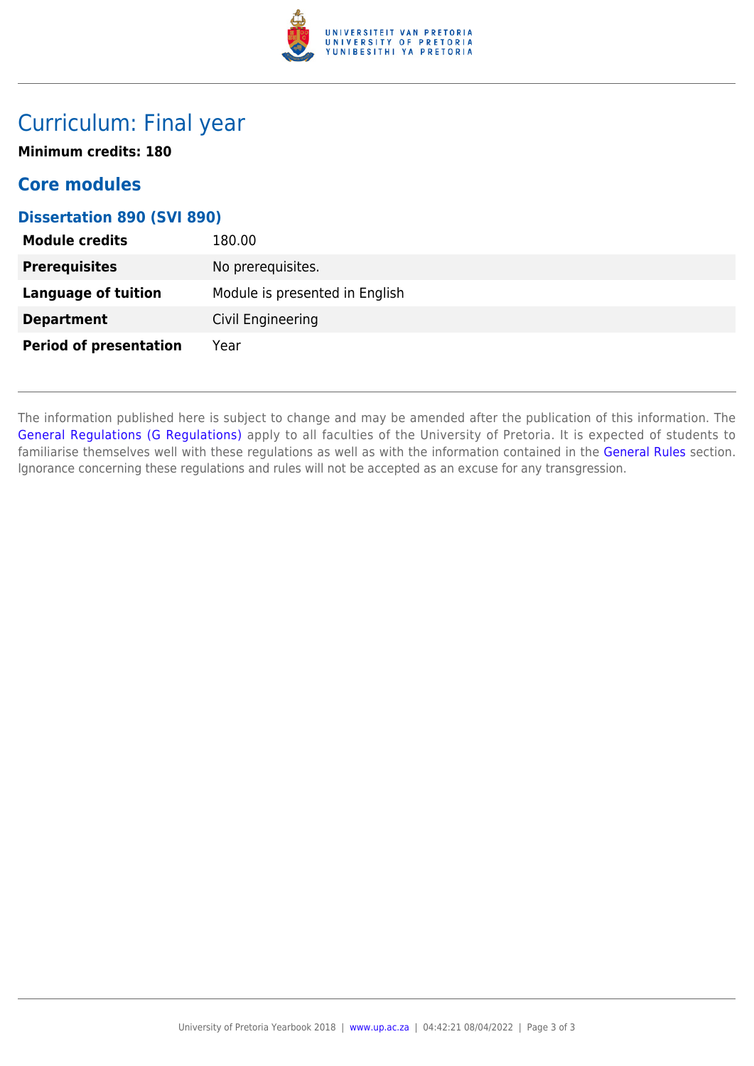# Curriculum: Final year

**Minimum credits: 180**

## Core modules

### Dissertation 890 (SVI 890)

| | |
|---|---|
| **Module credits** | 180.00 |
| **Prerequisites** | No prerequisites. |
| **Language of tuition** | Module is presented in English |
| **Department** | Civil Engineering |
| **Period of presentation** | Year |

The information published here is subject to change and may be amended after the publication of this information. The General Regulations (G Regulations) apply to all faculties of the University of Pretoria. It is expected of students to familiarise themselves well with these regulations as well as with the information contained in the General Rules section. Ignorance concerning these regulations and rules will not be accepted as an excuse for any transgression.